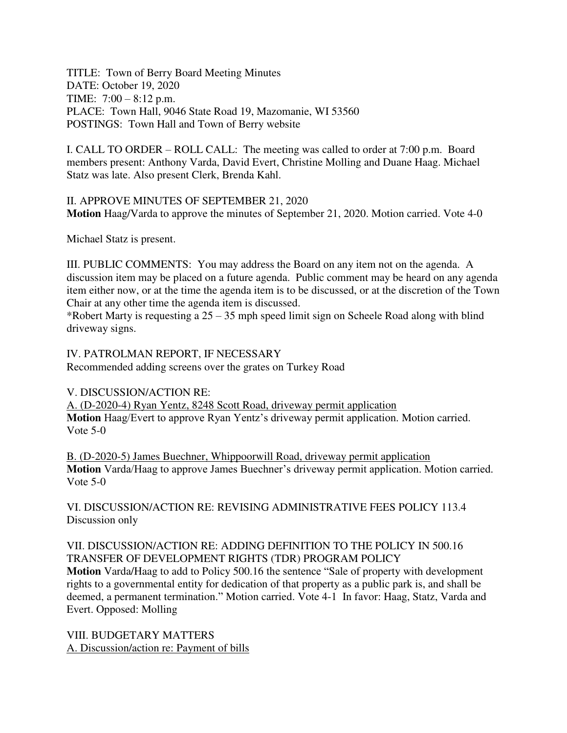TITLE: Town of Berry Board Meeting Minutes
DATE: October 19, 2020
TIME: 7:00 – 8:12 p.m.
PLACE: Town Hall, 9046 State Road 19, Mazomanie, WI 53560
POSTINGS: Town Hall and Town of Berry website

I. CALL TO ORDER – ROLL CALL: The meeting was called to order at 7:00 p.m. Board members present: Anthony Varda, David Evert, Christine Molling and Duane Haag. Michael Statz was late. Also present Clerk, Brenda Kahl.

II. APPROVE MINUTES OF SEPTEMBER 21, 2020
**Motion** Haag/Varda to approve the minutes of September 21, 2020. Motion carried. Vote 4-0

Michael Statz is present.

III. PUBLIC COMMENTS: You may address the Board on any item not on the agenda. A discussion item may be placed on a future agenda. Public comment may be heard on any agenda item either now, or at the time the agenda item is to be discussed, or at the discretion of the Town Chair at any other time the agenda item is discussed.
*Robert Marty is requesting a 25 – 35 mph speed limit sign on Scheele Road along with blind driveway signs.

IV. PATROLMAN REPORT, IF NECESSARY
Recommended adding screens over the grates on Turkey Road

V. DISCUSSION/ACTION RE:

<u>A. (D-2020-4) Ryan Yentz, 8248 Scott Road, driveway permit application</u>
**Motion** Haag/Evert to approve Ryan Yentz's driveway permit application. Motion carried. Vote 5-0

<u>B. (D-2020-5) James Buechner, Whippoorwill Road, driveway permit application</u>
**Motion** Varda/Haag to approve James Buechner's driveway permit application. Motion carried. Vote 5-0

VI. DISCUSSION/ACTION RE: REVISING ADMINISTRATIVE FEES POLICY 113.4
Discussion only

VII. DISCUSSION/ACTION RE: ADDING DEFINITION TO THE POLICY IN 500.16 TRANSFER OF DEVELOPMENT RIGHTS (TDR) PROGRAM POLICY
**Motion** Varda/Haag to add to Policy 500.16 the sentence "Sale of property with development rights to a governmental entity for dedication of that property as a public park is, and shall be deemed, a permanent termination." Motion carried. Vote 4-1 In favor: Haag, Statz, Varda and Evert. Opposed: Molling

VIII. BUDGETARY MATTERS
<u>A. Discussion/action re: Payment of bills</u>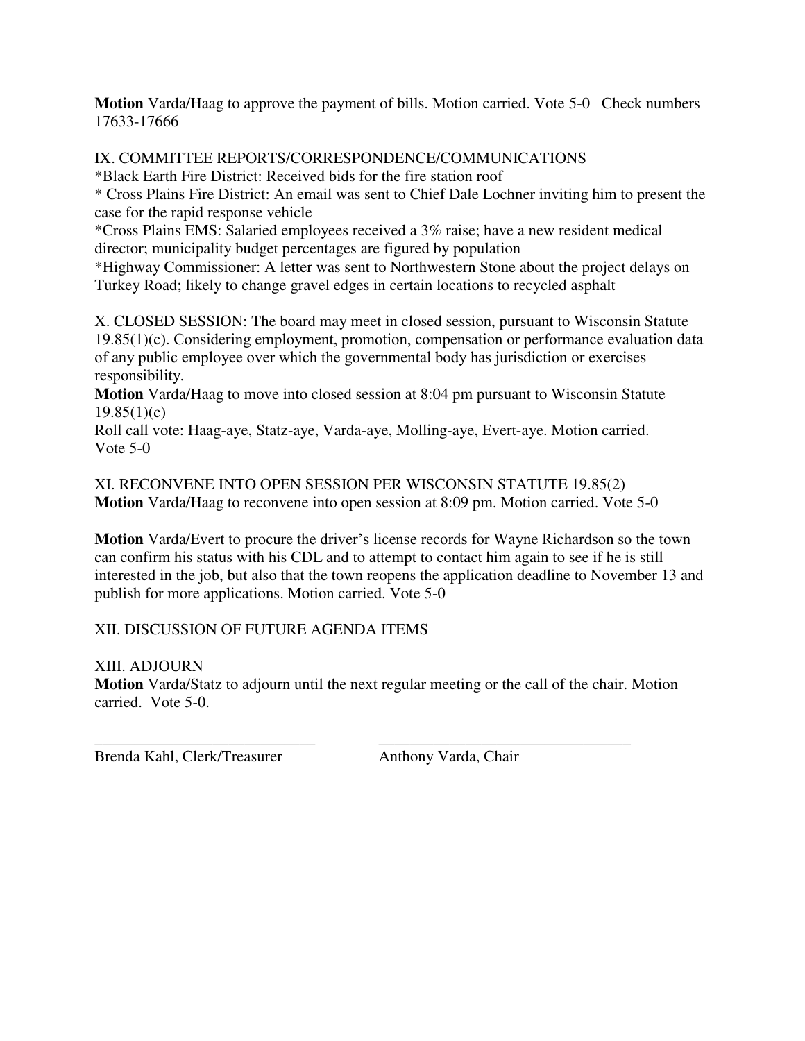**Motion** Varda/Haag to approve the payment of bills. Motion carried. Vote 5-0 Check numbers 17633-17666

IX. COMMITTEE REPORTS/CORRESPONDENCE/COMMUNICATIONS

*Black Earth Fire District: Received bids for the fire station roof

* Cross Plains Fire District: An email was sent to Chief Dale Lochner inviting him to present the case for the rapid response vehicle

*Cross Plains EMS: Salaried employees received a 3% raise; have a new resident medical director; municipality budget percentages are figured by population

*Highway Commissioner: A letter was sent to Northwestern Stone about the project delays on Turkey Road; likely to change gravel edges in certain locations to recycled asphalt

X. CLOSED SESSION: The board may meet in closed session, pursuant to Wisconsin Statute 19.85(1)(c). Considering employment, promotion, compensation or performance evaluation data of any public employee over which the governmental body has jurisdiction or exercises responsibility.

**Motion** Varda/Haag to move into closed session at 8:04 pm pursuant to Wisconsin Statute 19.85(1)(c)

Roll call vote: Haag-aye, Statz-aye, Varda-aye, Molling-aye, Evert-aye. Motion carried. Vote 5-0

XI. RECONVENE INTO OPEN SESSION PER WISCONSIN STATUTE 19.85(2)

**Motion** Varda/Haag to reconvene into open session at 8:09 pm. Motion carried. Vote 5-0

**Motion** Varda/Evert to procure the driver's license records for Wayne Richardson so the town can confirm his status with his CDL and to attempt to contact him again to see if he is still interested in the job, but also that the town reopens the application deadline to November 13 and publish for more applications. Motion carried. Vote 5-0

XII. DISCUSSION OF FUTURE AGENDA ITEMS

XIII. ADJOURN

**Motion** Varda/Statz to adjourn until the next regular meeting or the call of the chair. Motion carried. Vote 5-0.

_____________________________ _________________________________

Brenda Kahl, Clerk/Treasurer Anthony Varda, Chair